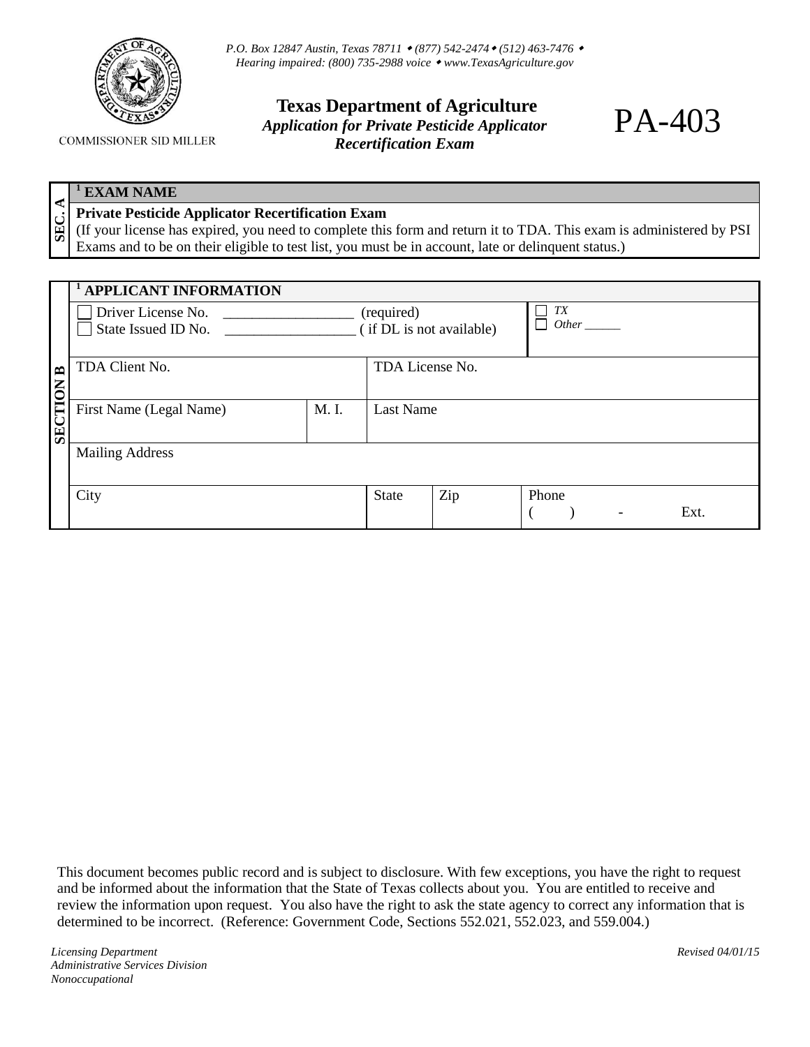*P.O. Box 12847 Austin, Texas 78711 • (877) 542-2474 • (512) 463-7476 •*
*Hearing impaired: (800) 735-2988 voice • www.TexasAgriculture.gov*

COMMISSIONER SID MILLER

# Texas Department of Agriculture

***Application for Private Pesticide Applicator Recertification Exam***

# PA-403

## SEC. A

| [1] EXAM NAME |
| --- |
| **Private Pesticide Applicator Recertification Exam**<br>(If your license has expired, you need to complete this form and return it to TDA. This exam is administered by PSI Exams and to be on their eligible to test list, you must be in account, late or delinquent status.) |

## SECTION B

| [1] APPLICANT INFORMATION | | | | |
| --- | --- | --- | --- | --- |
| ☐ Driver License No. ________________ (required)<br>☐ State Issued ID No. ________________ ( if DL is not available) | | | | ☐ *TX*<br>☐ *Other* ______ |
| TDA Client No. | | TDA License No. | | |
| First Name (Legal Name) | M. I. | Last Name | | |
| Mailing Address | | | | |
| City | | State | Zip | Phone<br>(     )     -     Ext. |

This document becomes public record and is subject to disclosure. With few exceptions, you have the right to request and be informed about the information that the State of Texas collects about you. You are entitled to receive and review the information upon request. You also have the right to ask the state agency to correct any information that is determined to be incorrect. (Reference: Government Code, Sections 552.021, 552.023, and 559.004.)

*Licensing Department*
*Administrative Services Division*
*Nonoccupational*

*Revised 04/01/15*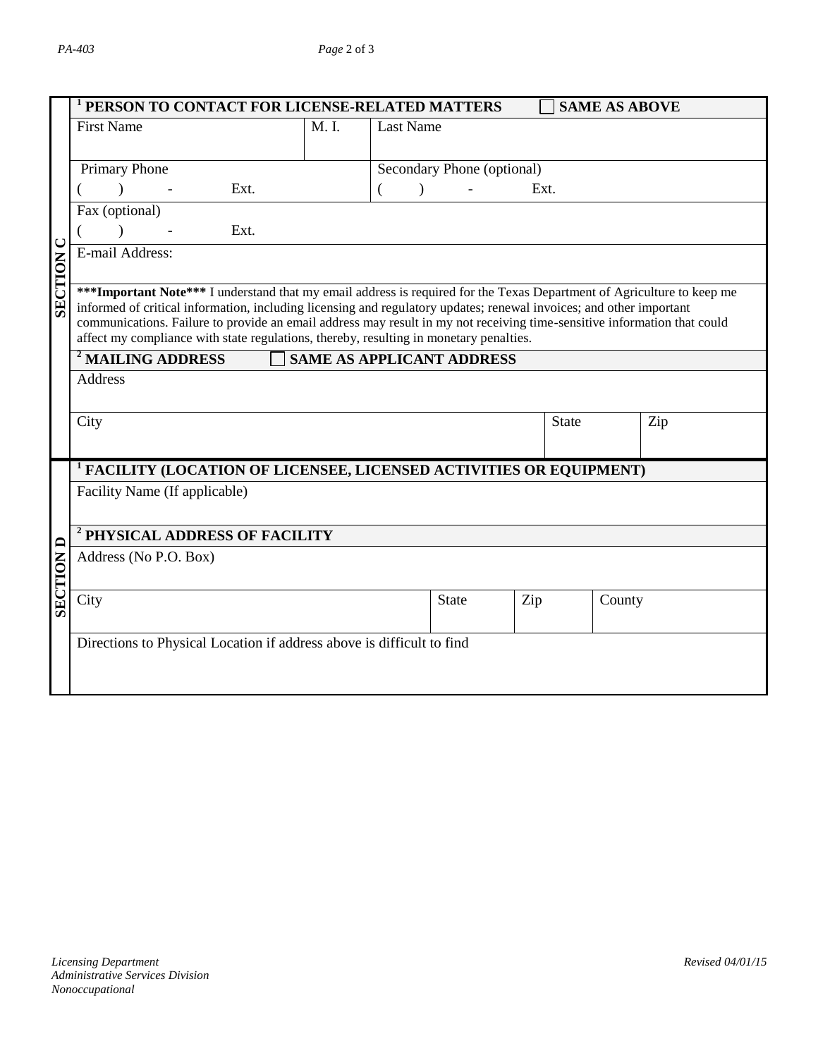## SECTION C

### [1] PERSON TO CONTACT FOR LICENSE-RELATED MATTERS ☐ SAME AS ABOVE

| First Name | M. I. | Last Name |
|---|---|---|
| | | |

| Primary Phone | Secondary Phone (optional) |
|---|---|
| (    )    -    Ext. | (    )    -    Ext. |

Fax (optional)

(    )    -    Ext.

E-mail Address:

*****Important Note***** I understand that my email address is required for the Texas Department of Agriculture to keep me informed of critical information, including licensing and regulatory updates; renewal invoices; and other important communications. Failure to provide an email address may result in my not receiving time-sensitive information that could affect my compliance with state regulations, thereby, resulting in monetary penalties.

### [2] MAILING ADDRESS ☐ SAME AS APPLICANT ADDRESS

Address

| City | State | Zip |
|---|---|---|
| | | |

## SECTION D

### [1] FACILITY (LOCATION OF LICENSEE, LICENSED ACTIVITIES OR EQUIPMENT)

Facility Name (If applicable)

### [2] PHYSICAL ADDRESS OF FACILITY

Address (No P.O. Box)

| City | State | Zip | County |
|---|---|---|---|
| | | | |

Directions to Physical Location if address above is difficult to find

*Licensing Department*
*Administrative Services Division*
*Nonoccupational*

*Revised 04/01/15*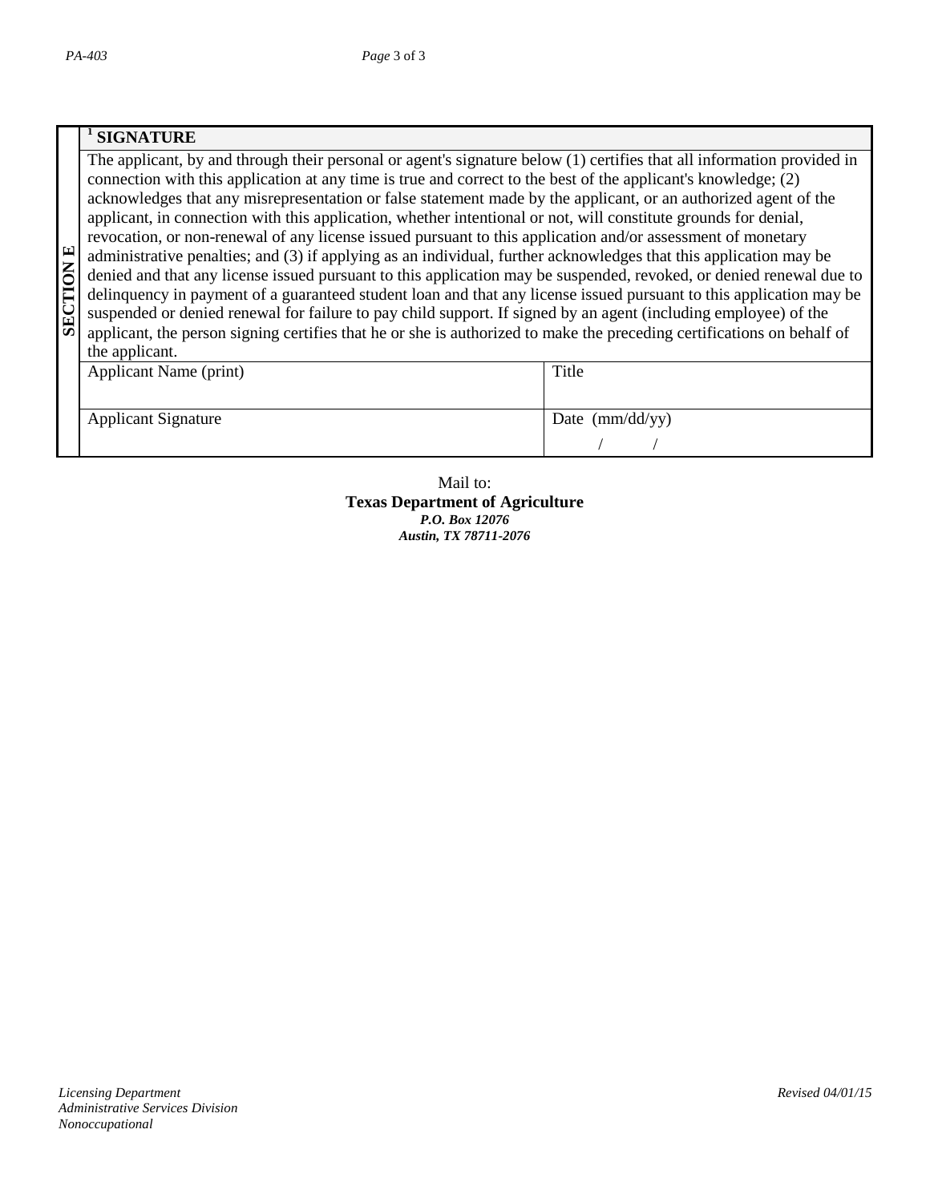**SECTION E**

## [1] SIGNATURE

The applicant, by and through their personal or agent's signature below (1) certifies that all information provided in connection with this application at any time is true and correct to the best of the applicant's knowledge; (2) acknowledges that any misrepresentation or false statement made by the applicant, or an authorized agent of the applicant, in connection with this application, whether intentional or not, will constitute grounds for denial, revocation, or non-renewal of any license issued pursuant to this application and/or assessment of monetary administrative penalties; and (3) if applying as an individual, further acknowledges that this application may be denied and that any license issued pursuant to this application may be suspended, revoked, or denied renewal due to delinquency in payment of a guaranteed student loan and that any license issued pursuant to this application may be suspended or denied renewal for failure to pay child support. If signed by an agent (including employee) of the applicant, the person signing certifies that he or she is authorized to make the preceding certifications on behalf of the applicant.

| | |
|---|---|
| Applicant Name (print) | Title |
| Applicant Signature | Date (mm/dd/yy)<br>/ / |

Mail to:
**Texas Department of Agriculture**
***P.O. Box 12076***
***Austin, TX 78711-2076***

*Licensing Department*
*Administrative Services Division*
*Nonoccupational*

*Revised 04/01/15*